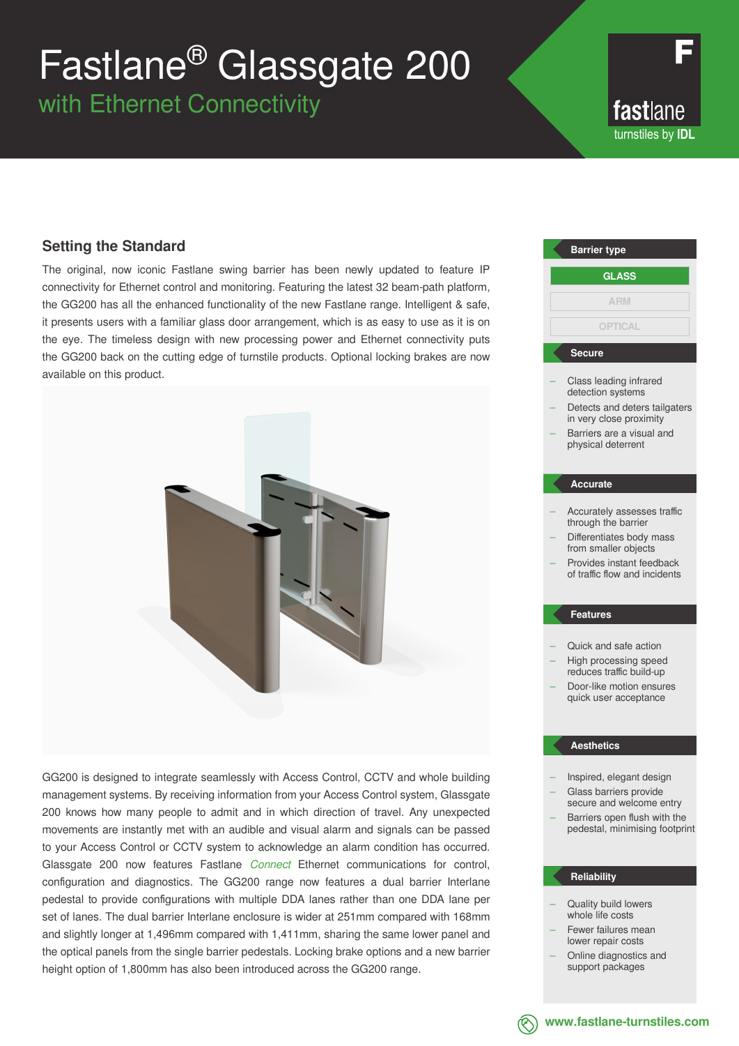# Fastlane® Glassgate 200

## with Ethernet Connectivity

F fastlane turnstiles by IDL

### Setting the Standard

The original, now iconic Fastlane swing barrier has been newly updated to feature IP connectivity for Ethernet control and monitoring. Featuring the latest 32 beam-path platform, the GG200 has all the enhanced functionality of the new Fastlane range. Intelligent & safe, it presents users with a familiar glass door arrangement, which is as easy to use as it is on the eye. The timeless design with new processing power and Ethernet connectivity puts the GG200 back on the cutting edge of turnstile products. Optional locking brakes are now available on this product.

GG200 is designed to integrate seamlessly with Access Control, CCTV and whole building management systems. By receiving information from your Access Control system, Glassgate 200 knows how many people to admit and in which direction of travel. Any unexpected movements are instantly met with an audible and visual alarm and signals can be passed to your Access Control or CCTV system to acknowledge an alarm condition has occurred. Glassgate 200 now features Fastlane *Connect* Ethernet communications for control, configuration and diagnostics. The GG200 range now features a dual barrier Interlane pedestal to provide configurations with multiple DDA lanes rather than one DDA lane per set of lanes. The dual barrier Interlane enclosure is wider at 251mm compared with 168mm and slightly longer at 1,496mm compared with 1,411mm, sharing the same lower panel and the optical panels from the single barrier pedestals. Locking brake options and a new barrier height option of 1,800mm has also been introduced across the GG200 range.

#### Barrier type

- **GLASS**
- ARM
- OPTICAL

#### Secure

- Class leading infrared detection systems
- Detects and deters tailgaters in very close proximity
- Barriers are a visual and physical deterrent

#### Accurate

- Accurately assesses traffic through the barrier
- Differentiates body mass from smaller objects
- Provides instant feedback of traffic flow and incidents

#### Features

- Quick and safe action
- High processing speed reduces traffic build-up
- Door-like motion ensures quick user acceptance

#### Aesthetics

- Inspired, elegant design
- Glass barriers provide secure and welcome entry
- Barriers open flush with the pedestal, minimising footprint

#### Reliability

- Quality build lowers whole life costs
- Fewer failures mean lower repair costs
- Online diagnostics and support packages

www.fastlane-turnstiles.com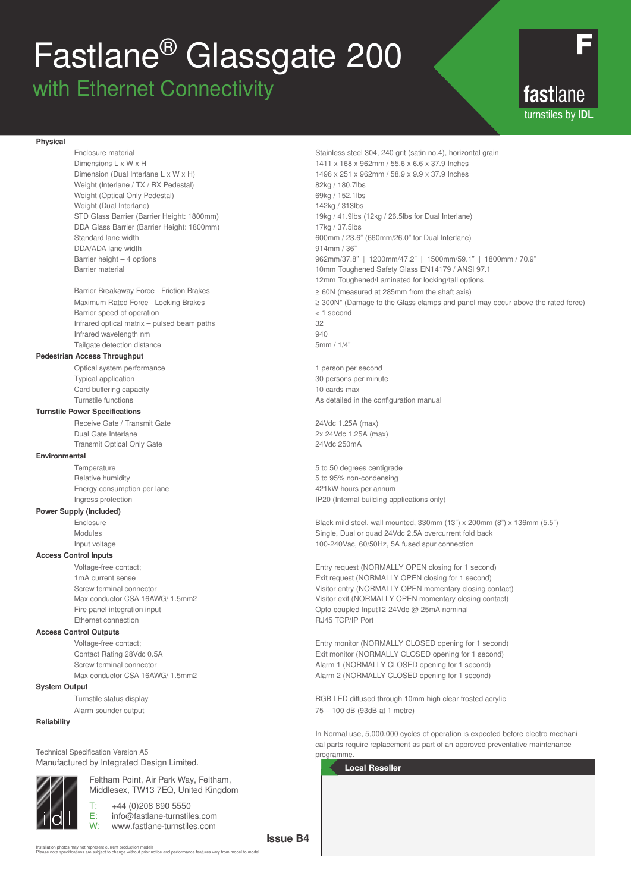# Fastlane® Glassgate 200

## with Ethernet Connectivity

F

fastlane
turnstiles by **IDL**

| | |
|---|---|
| **Physical** | |
| Enclosure material | Stainless steel 304, 240 grit (satin no.4), horizontal grain |
| Dimensions L x W x H | 1411 x 168 x 962mm / 55.6 x 6.6 x 37.9 Inches |
| Dimension (Dual Interlane L x W x H) | 1496 x 251 x 962mm / 58.9 x 9.9 x 37.9 Inches |
| Weight (Interlane / TX / RX Pedestal) | 82kg / 180.7lbs |
| Weight (Optical Only Pedestal) | 69kg / 152.1lbs |
| Weight (Dual Interlane) | 142kg / 313lbs |
| STD Glass Barrier (Barrier Height: 1800mm) | 19kg / 41.9lbs (12kg / 26.5lbs for Dual Interlane) |
| DDA Glass Barrier (Barrier Height: 1800mm) | 17kg / 37.5lbs |
| Standard lane width | 600mm / 23.6" (660mm/26.0" for Dual Interlane) |
| DDA/ADA lane width | 914mm / 36" |
| Barrier height – 4 options | 962mm/37.8" \| 1200mm/47.2" \| 1500mm/59.1" \| 1800mm / 70.9" |
| Barrier material | 10mm Toughened Safety Glass EN14179 / ANSI 97.1<br>12mm Toughened/Laminated for locking/tall options |
| Barrier Breakaway Force - Friction Brakes | ≥ 60N (measured at 285mm from the shaft axis) |
| Maximum Rated Force - Locking Brakes | ≥ 300N* (Damage to the Glass clamps and panel may occur above the rated force) |
| Barrier speed of operation | < 1 second |
| Infrared optical matrix – pulsed beam paths | 32 |
| Infrared wavelength nm | 940 |
| Tailgate detection distance | 5mm / 1/4" |
| **Pedestrian Access Throughput** | |
| Optical system performance | 1 person per second |
| Typical application | 30 persons per minute |
| Card buffering capacity | 10 cards max |
| Turnstile functions | As detailed in the configuration manual |
| **Turnstile Power Specifications** | |
| Receive Gate / Transmit Gate | 24Vdc 1.25A (max) |
| Dual Gate Interlane | 2x 24Vdc 1.25A (max) |
| Transmit Optical Only Gate | 24Vdc 250mA |
| **Environmental** | |
| Temperature | 5 to 50 degrees centigrade |
| Relative humidity | 5 to 95% non-condensing |
| Energy consumption per lane | 421kW hours per annum |
| Ingress protection | IP20 (Internal building applications only) |
| **Power Supply (Included)** | |
| Enclosure | Black mild steel, wall mounted, 330mm (13") x 200mm (8") x 136mm (5.5") |
| Modules | Single, Dual or quad 24Vdc 2.5A overcurrent fold back |
| Input voltage | 100-240Vac, 60/50Hz, 5A fused spur connection |
| **Access Control Inputs** | |
| Voltage-free contact; | Entry request (NORMALLY OPEN closing for 1 second) |
| 1mA current sense | Exit request (NORMALLY OPEN closing for 1 second) |
| Screw terminal connector | Visitor entry (NORMALLY OPEN momentary closing contact) |
| Max conductor CSA 16AWG/ 1.5mm2 | Visitor exit (NORMALLY OPEN momentary closing contact) |
| Fire panel integration input | Opto-coupled Input12-24Vdc @ 25mA nominal |
| Ethernet connection | RJ45 TCP/IP Port |
| **Access Control Outputs** | |
| Voltage-free contact; | Entry monitor (NORMALLY CLOSED opening for 1 second) |
| Contact Rating 28Vdc 0.5A | Exit monitor (NORMALLY CLOSED opening for 1 second) |
| Screw terminal connector | Alarm 1 (NORMALLY CLOSED opening for 1 second) |
| Max conductor CSA 16AWG/ 1.5mm2 | Alarm 2 (NORMALLY CLOSED opening for 1 second) |
| **System Output** | |
| Turnstile status display | RGB LED diffused through 10mm high clear frosted acrylic |
| Alarm sounder output | 75 – 100 dB (93dB at 1 metre) |
| **Reliability** | In Normal use, 5,000,000 cycles of operation is expected before electro mechanical parts require replacement as part of an approved preventative maintenance programme. |

Technical Specification Version A5

Manufactured by Integrated Design Limited.

Feltham Point, Air Park Way, Feltham,
Middlesex, TW13 7EQ, United Kingdom

T: +44 (0)208 890 5550
E: info@fastlane-turnstiles.com
W: www.fastlane-turnstiles.com

**Issue B4**

**Local Reseller**

Installation photos may not represent current production models
Please note specifications are subject to change without prior notice and performance features vary from model to model.